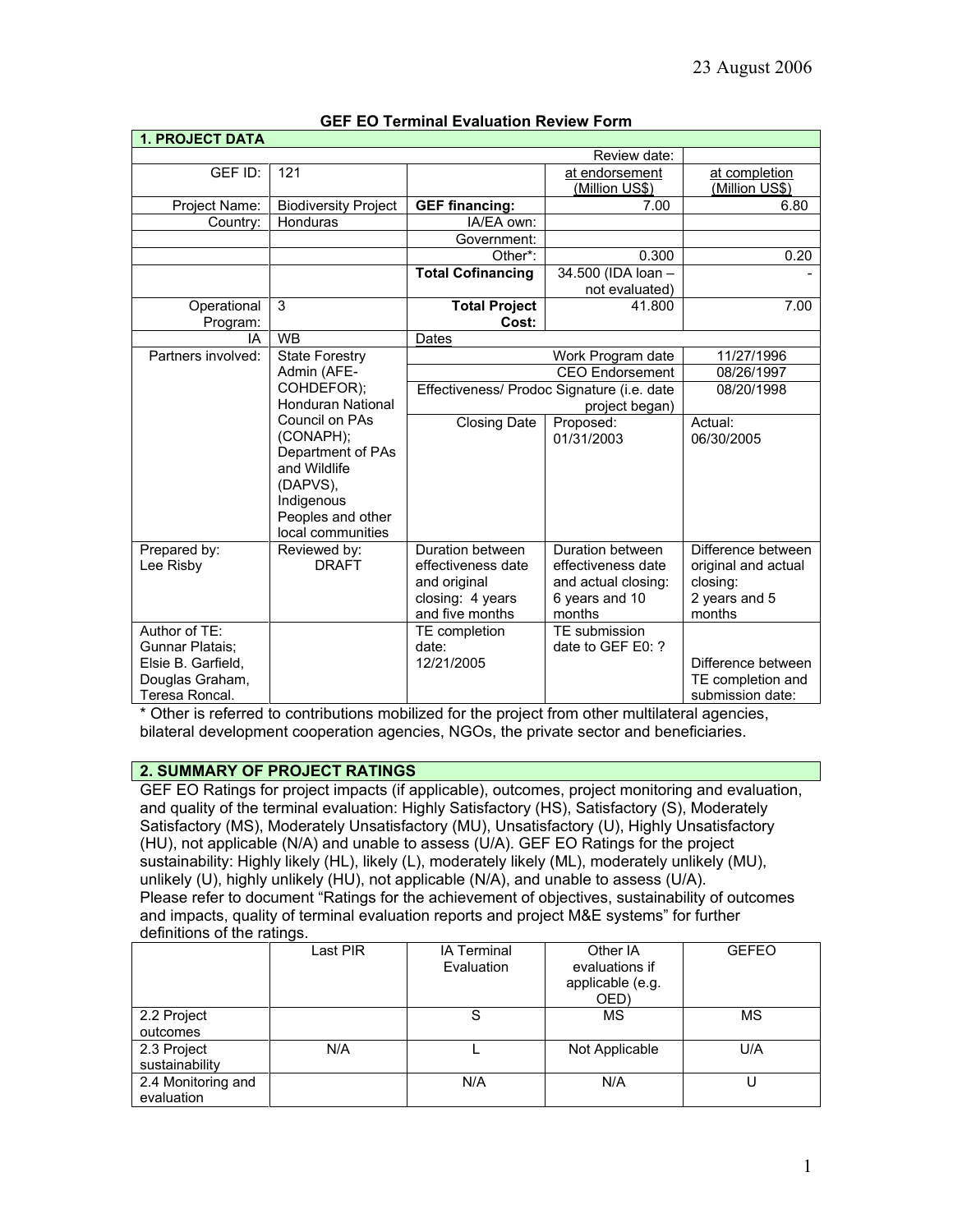23 August 2006

**GEF EO Terminal Evaluation Review Form**

| 1. PROJECT DATA | | | | |
|---|---|---|---|---|
| | | | Review date: | |
| GEF ID: | 121 | | at endorsement (Million US$) | at completion (Million US$) |
| Project Name: | Biodiversity Project | **GEF financing:** | 7.00 | 6.80 |
| Country: | Honduras | IA/EA own: | | |
| | | Government: | | |
| | | Other*: | 0.300 | 0.20 |
| | | **Total Cofinancing** | 34.500 (IDA loan – not evaluated) | - |
| Operational Program: | 3 | **Total Project Cost:** | 41.800 | 7.00 |
| IA | WB | Dates | | |
| Partners involved: | State Forestry Admin (AFE-COHDEFOR); Honduran National Council on PAs (CONAPH); Department of PAs and Wildlife (DAPVS), Indigenous Peoples and other local communities | Work Program date | | 11/27/1996 |
| | | CEO Endorsement | | 08/26/1997 |
| | | Effectiveness/ Prodoc Signature (i.e. date project began) | | 08/20/1998 |
| | | Closing Date | Proposed: 01/31/2003 | Actual: 06/30/2005 |
| Prepared by: Lee Risby | Reviewed by: DRAFT | Duration between effectiveness date and original closing: 4 years and five months | Duration between effectiveness date and actual closing: 6 years and 10 months | Difference between original and actual closing: 2 years and 5 months |
| Author of TE: Gunnar Platais; Elsie B. Garfield, Douglas Graham, Teresa Roncal. | | TE completion date: 12/21/2005 | TE submission date to GEF E0: ? | Difference between TE completion and submission date: |

\* Other is referred to contributions mobilized for the project from other multilateral agencies, bilateral development cooperation agencies, NGOs, the private sector and beneficiaries.

## 2. SUMMARY OF PROJECT RATINGS

GEF EO Ratings for project impacts (if applicable), outcomes, project monitoring and evaluation, and quality of the terminal evaluation: Highly Satisfactory (HS), Satisfactory (S), Moderately Satisfactory (MS), Moderately Unsatisfactory (MU), Unsatisfactory (U), Highly Unsatisfactory (HU), not applicable (N/A) and unable to assess (U/A). GEF EO Ratings for the project sustainability: Highly likely (HL), likely (L), moderately likely (ML), moderately unlikely (MU), unlikely (U), highly unlikely (HU), not applicable (N/A), and unable to assess (U/A). Please refer to document "Ratings for the achievement of objectives, sustainability of outcomes and impacts, quality of terminal evaluation reports and project M&E systems" for further definitions of the ratings.

| | Last PIR | IA Terminal Evaluation | Other IA evaluations if applicable (e.g. OED) | GEFEO |
|---|---|---|---|---|
| 2.2 Project outcomes | | S | MS | MS |
| 2.3 Project sustainability | N/A | L | Not Applicable | U/A |
| 2.4 Monitoring and evaluation | | N/A | N/A | U |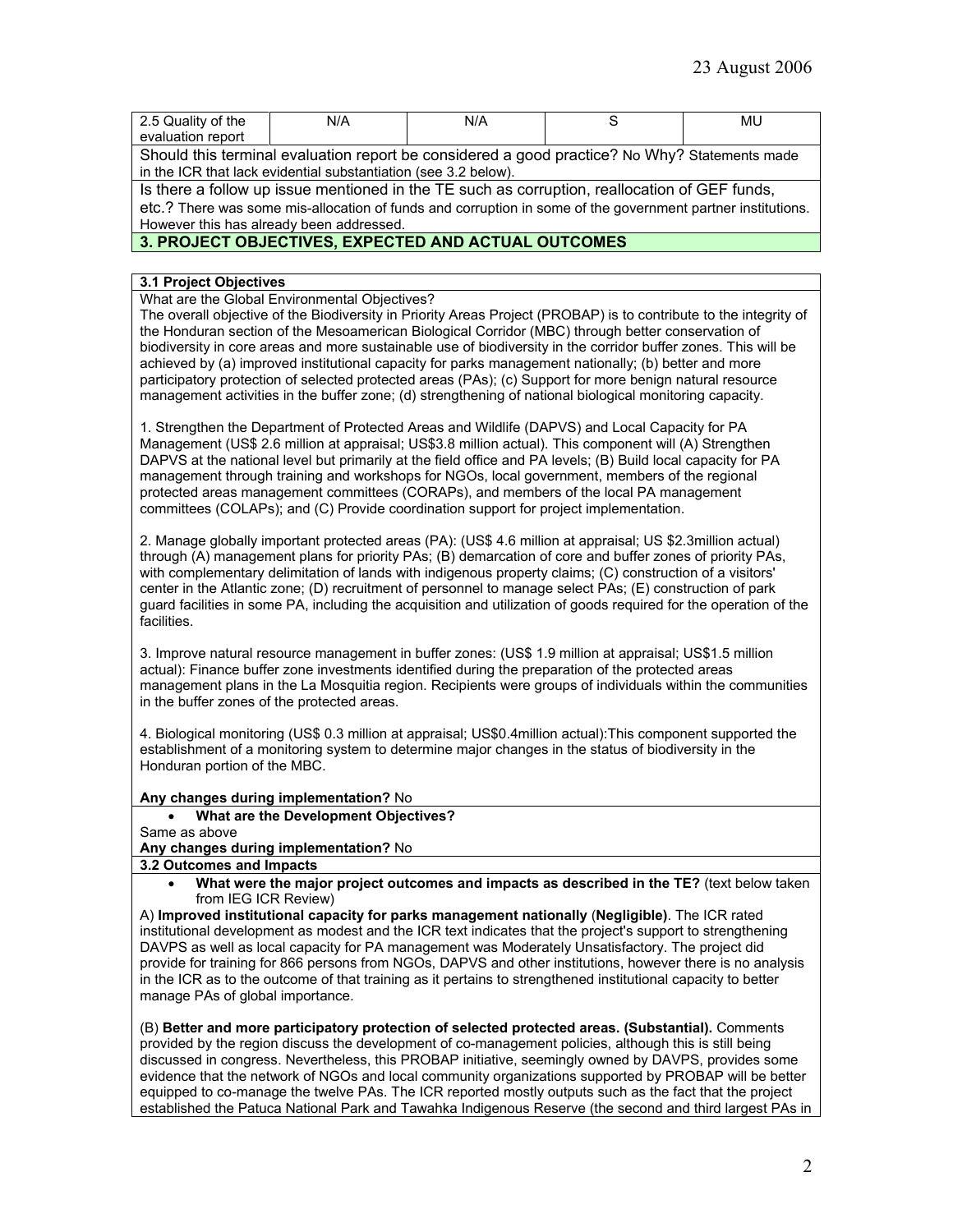| 2.5 Quality of the evaluation report | N/A | N/A | S | MU |
|---|---|---|---|---|

Should this terminal evaluation report be considered a good practice? No Why? Statements made in the ICR that lack evidential substantiation (see 3.2 below).

Is there a follow up issue mentioned in the TE such as corruption, reallocation of GEF funds, etc.? There was some mis-allocation of funds and corruption in some of the government partner institutions. However this has already been addressed.

## 3. PROJECT OBJECTIVES, EXPECTED AND ACTUAL OUTCOMES

### 3.1 Project Objectives

What are the Global Environmental Objectives?

The overall objective of the Biodiversity in Priority Areas Project (PROBAP) is to contribute to the integrity of the Honduran section of the Mesoamerican Biological Corridor (MBC) through better conservation of biodiversity in core areas and more sustainable use of biodiversity in the corridor buffer zones. This will be achieved by (a) improved institutional capacity for parks management nationally; (b) better and more participatory protection of selected protected areas (PAs); (c) Support for more benign natural resource management activities in the buffer zone; (d) strengthening of national biological monitoring capacity.

1. Strengthen the Department of Protected Areas and Wildlife (DAPVS) and Local Capacity for PA Management (US$ 2.6 million at appraisal; US$3.8 million actual). This component will (A) Strengthen DAPVS at the national level but primarily at the field office and PA levels; (B) Build local capacity for PA management through training and workshops for NGOs, local government, members of the regional protected areas management committees (CORAPs), and members of the local PA management committees (COLAPs); and (C) Provide coordination support for project implementation.

2. Manage globally important protected areas (PA): (US$ 4.6 million at appraisal; US $2.3million actual) through (A) management plans for priority PAs; (B) demarcation of core and buffer zones of priority PAs, with complementary delimitation of lands with indigenous property claims; (C) construction of a visitors' center in the Atlantic zone; (D) recruitment of personnel to manage select PAs; (E) construction of park guard facilities in some PA, including the acquisition and utilization of goods required for the operation of the facilities.

3. Improve natural resource management in buffer zones: (US$ 1.9 million at appraisal; US$1.5 million actual): Finance buffer zone investments identified during the preparation of the protected areas management plans in the La Mosquitia region. Recipients were groups of individuals within the communities in the buffer zones of the protected areas.

4. Biological monitoring (US$ 0.3 million at appraisal; US$0.4million actual):This component supported the establishment of a monitoring system to determine major changes in the status of biodiversity in the Honduran portion of the MBC.

**Any changes during implementation?** No

- **What are the Development Objectives?**

Same as above

**Any changes during implementation?** No

### 3.2 Outcomes and Impacts

- **What were the major project outcomes and impacts as described in the TE?** (text below taken from IEG ICR Review)

A) **Improved institutional capacity for parks management nationally** (**Negligible**). The ICR rated institutional development as modest and the ICR text indicates that the project's support to strengthening DAVPS as well as local capacity for PA management was Moderately Unsatisfactory. The project did provide for training for 866 persons from NGOs, DAPVS and other institutions, however there is no analysis in the ICR as to the outcome of that training as it pertains to strengthened institutional capacity to better manage PAs of global importance.

(B) **Better and more participatory protection of selected protected areas. (Substantial).** Comments provided by the region discuss the development of co-management policies, although this is still being discussed in congress. Nevertheless, this PROBAP initiative, seemingly owned by DAVPS, provides some evidence that the network of NGOs and local community organizations supported by PROBAP will be better equipped to co-manage the twelve PAs. The ICR reported mostly outputs such as the fact that the project established the Patuca National Park and Tawahka Indigenous Reserve (the second and third largest PAs in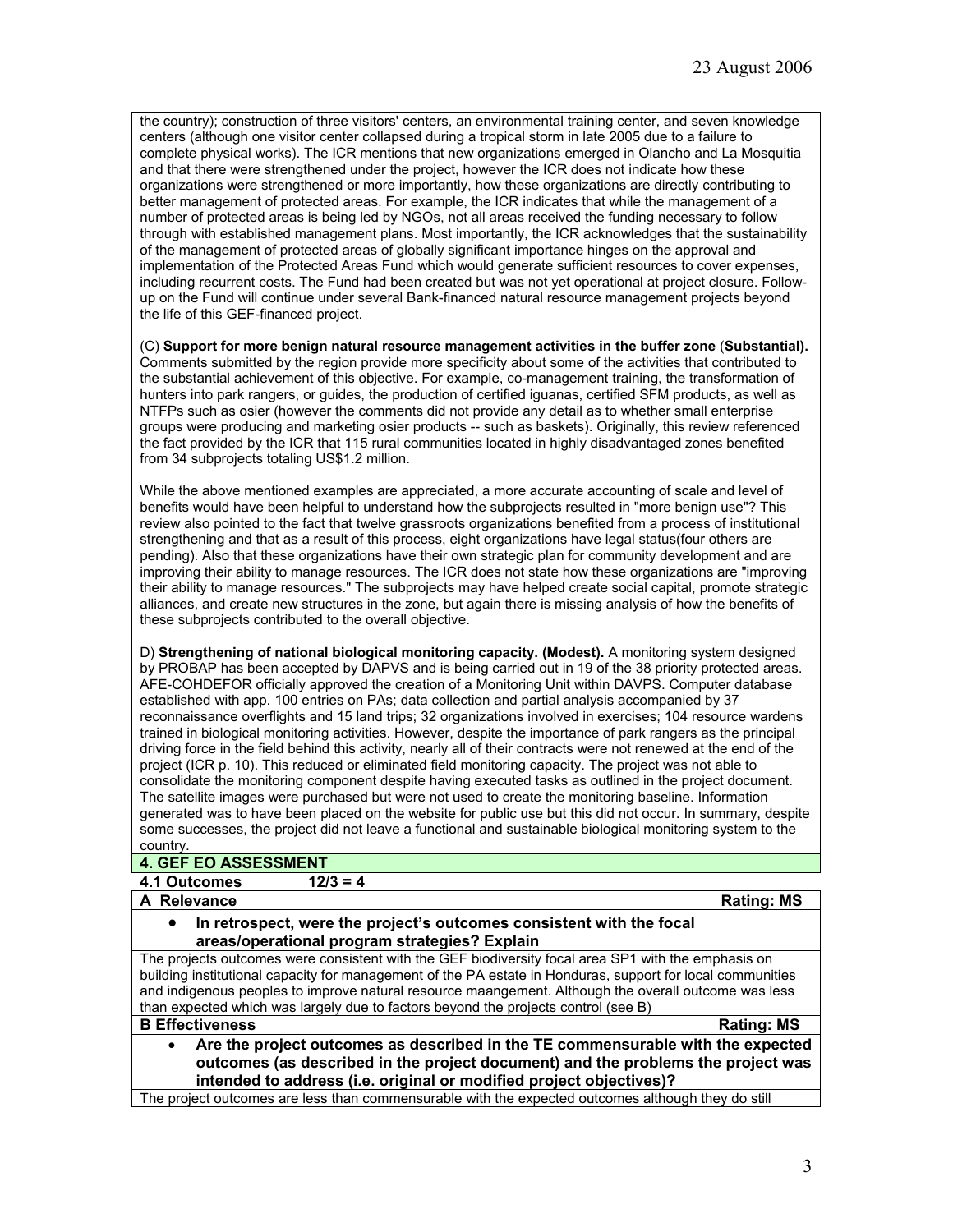the country); construction of three visitors' centers, an environmental training center, and seven knowledge centers (although one visitor center collapsed during a tropical storm in late 2005 due to a failure to complete physical works). The ICR mentions that new organizations emerged in Olancho and La Mosquitia and that there were strengthened under the project, however the ICR does not indicate how these organizations were strengthened or more importantly, how these organizations are directly contributing to better management of protected areas. For example, the ICR indicates that while the management of a number of protected areas is being led by NGOs, not all areas received the funding necessary to follow through with established management plans. Most importantly, the ICR acknowledges that the sustainability of the management of protected areas of globally significant importance hinges on the approval and implementation of the Protected Areas Fund which would generate sufficient resources to cover expenses, including recurrent costs. The Fund had been created but was not yet operational at project closure. Follow-up on the Fund will continue under several Bank-financed natural resource management projects beyond the life of this GEF-financed project.

(C) **Support for more benign natural resource management activities in the buffer zone** (**Substantial).** Comments submitted by the region provide more specificity about some of the activities that contributed to the substantial achievement of this objective. For example, co-management training, the transformation of hunters into park rangers, or guides, the production of certified iguanas, certified SFM products, as well as NTFPs such as osier (however the comments did not provide any detail as to whether small enterprise groups were producing and marketing osier products -- such as baskets). Originally, this review referenced the fact provided by the ICR that 115 rural communities located in highly disadvantaged zones benefited from 34 subprojects totaling US$1.2 million.

While the above mentioned examples are appreciated, a more accurate accounting of scale and level of benefits would have been helpful to understand how the subprojects resulted in "more benign use"? This review also pointed to the fact that twelve grassroots organizations benefited from a process of institutional strengthening and that as a result of this process, eight organizations have legal status(four others are pending). Also that these organizations have their own strategic plan for community development and are improving their ability to manage resources. The ICR does not state how these organizations are "improving their ability to manage resources." The subprojects may have helped create social capital, promote strategic alliances, and create new structures in the zone, but again there is missing analysis of how the benefits of these subprojects contributed to the overall objective.

D) **Strengthening of national biological monitoring capacity. (Modest).** A monitoring system designed by PROBAP has been accepted by DAPVS and is being carried out in 19 of the 38 priority protected areas. AFE-COHDEFOR officially approved the creation of a Monitoring Unit within DAVPS. Computer database established with app. 100 entries on PAs; data collection and partial analysis accompanied by 37 reconnaissance overflights and 15 land trips; 32 organizations involved in exercises; 104 resource wardens trained in biological monitoring activities. However, despite the importance of park rangers as the principal driving force in the field behind this activity, nearly all of their contracts were not renewed at the end of the project (ICR p. 10). This reduced or eliminated field monitoring capacity. The project was not able to consolidate the monitoring component despite having executed tasks as outlined in the project document. The satellite images were purchased but were not used to create the monitoring baseline. Information generated was to have been placed on the website for public use but this did not occur. In summary, despite some successes, the project did not leave a functional and sustainable biological monitoring system to the country.

## 4. GEF EO ASSESSMENT

### 4.1 Outcomes 12/3 = 4

**A Relevance** **Rating: MS**

- **In retrospect, were the project's outcomes consistent with the focal areas/operational program strategies? Explain**

The projects outcomes were consistent with the GEF biodiversity focal area SP1 with the emphasis on building institutional capacity for management of the PA estate in Honduras, support for local communities and indigenous peoples to improve natural resource maangement. Although the overall outcome was less than expected which was largely due to factors beyond the projects control (see B)

**B Effectiveness** **Rating: MS**

- **Are the project outcomes as described in the TE commensurable with the expected outcomes (as described in the project document) and the problems the project was intended to address (i.e. original or modified project objectives)?**

The project outcomes are less than commensurable with the expected outcomes although they do still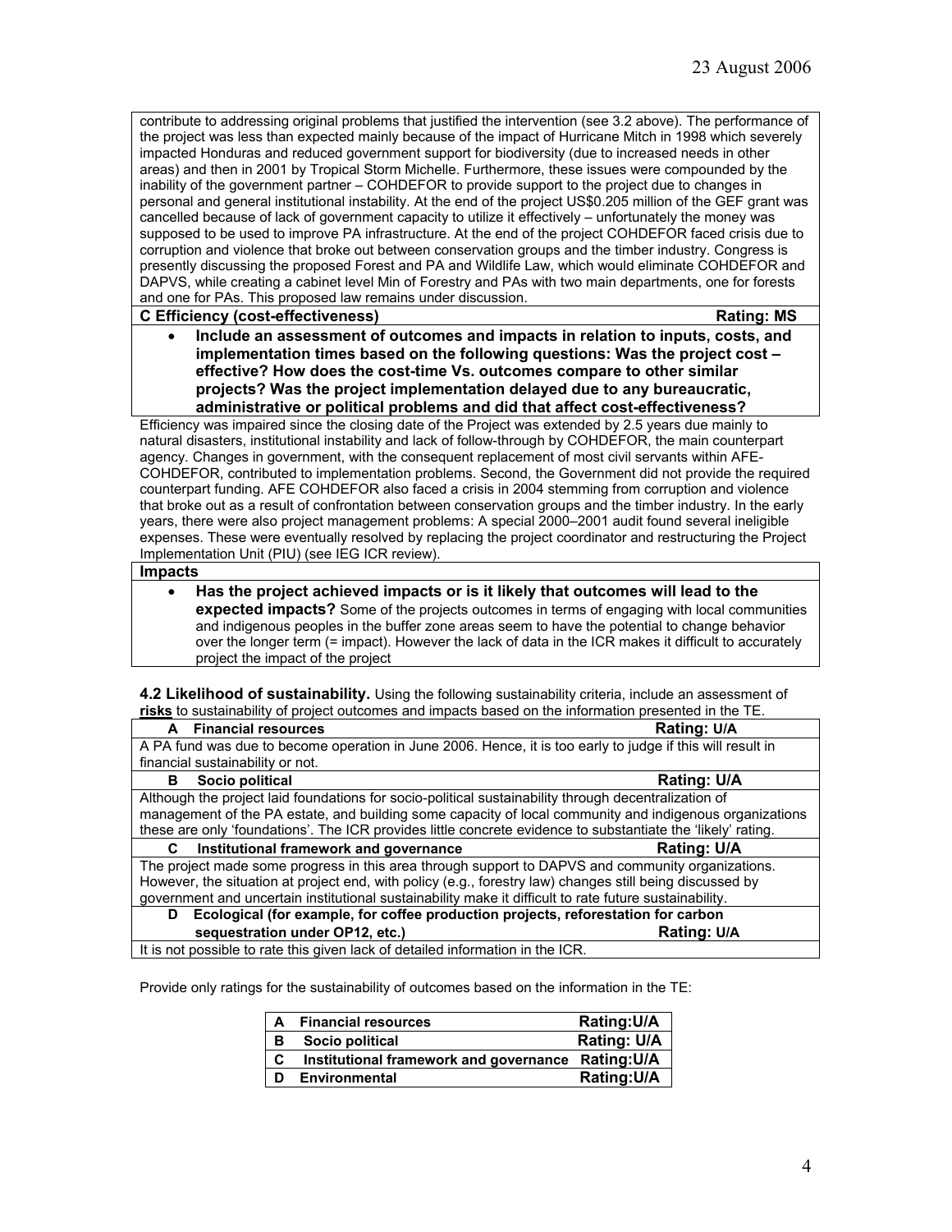contribute to addressing original problems that justified the intervention (see 3.2 above). The performance of the project was less than expected mainly because of the impact of Hurricane Mitch in 1998 which severely impacted Honduras and reduced government support for biodiversity (due to increased needs in other areas) and then in 2001 by Tropical Storm Michelle. Furthermore, these issues were compounded by the inability of the government partner – COHDEFOR to provide support to the project due to changes in personal and general institutional instability. At the end of the project US$0.205 million of the GEF grant was cancelled because of lack of government capacity to utilize it effectively – unfortunately the money was supposed to be used to improve PA infrastructure. At the end of the project COHDEFOR faced crisis due to corruption and violence that broke out between conservation groups and the timber industry. Congress is presently discussing the proposed Forest and PA and Wildlife Law, which would eliminate COHDEFOR and DAPVS, while creating a cabinet level Min of Forestry and PAs with two main departments, one for forests and one for PAs. This proposed law remains under discussion.

**C Efficiency (cost-effectiveness)** **Rating: MS**

- **Include an assessment of outcomes and impacts in relation to inputs, costs, and implementation times based on the following questions: Was the project cost – effective? How does the cost-time Vs. outcomes compare to other similar projects? Was the project implementation delayed due to any bureaucratic, administrative or political problems and did that affect cost-effectiveness?**

Efficiency was impaired since the closing date of the Project was extended by 2.5 years due mainly to natural disasters, institutional instability and lack of follow-through by COHDEFOR, the main counterpart agency. Changes in government, with the consequent replacement of most civil servants within AFE-COHDEFOR, contributed to implementation problems. Second, the Government did not provide the required counterpart funding. AFE COHDEFOR also faced a crisis in 2004 stemming from corruption and violence that broke out as a result of confrontation between conservation groups and the timber industry. In the early years, there were also project management problems: A special 2000–2001 audit found several ineligible expenses. These were eventually resolved by replacing the project coordinator and restructuring the Project Implementation Unit (PIU) (see IEG ICR review).

**Impacts**

- **Has the project achieved impacts or is it likely that outcomes will lead to the expected impacts?** Some of the projects outcomes in terms of engaging with local communities and indigenous peoples in the buffer zone areas seem to have the potential to change behavior over the longer term (= impact). However the lack of data in the ICR makes it difficult to accurately project the impact of the project

**4.2 Likelihood of sustainability.** Using the following sustainability criteria, include an assessment of **risks** to sustainability of project outcomes and impacts based on the information presented in the TE.

**A Financial resources** **Rating: U/A**

A PA fund was due to become operation in June 2006. Hence, it is too early to judge if this will result in financial sustainability or not.

**B Socio political** **Rating: U/A**

Although the project laid foundations for socio-political sustainability through decentralization of management of the PA estate, and building some capacity of local community and indigenous organizations these are only 'foundations'. The ICR provides little concrete evidence to substantiate the 'likely' rating.

**C Institutional framework and governance** **Rating: U/A**

The project made some progress in this area through support to DAPVS and community organizations. However, the situation at project end, with policy (e.g., forestry law) changes still being discussed by government and uncertain institutional sustainability make it difficult to rate future sustainability.

**D Ecological (for example, for coffee production projects, reforestation for carbon sequestration under OP12, etc.)** **Rating: U/A**

It is not possible to rate this given lack of detailed information in the ICR.

Provide only ratings for the sustainability of outcomes based on the information in the TE:

| | | |
|---|---|---|
| **A** | **Financial resources** | **Rating:U/A** |
| **B** | **Socio political** | **Rating: U/A** |
| **C** | **Institutional framework and governance** | **Rating:U/A** |
| **D** | **Environmental** | **Rating:U/A** |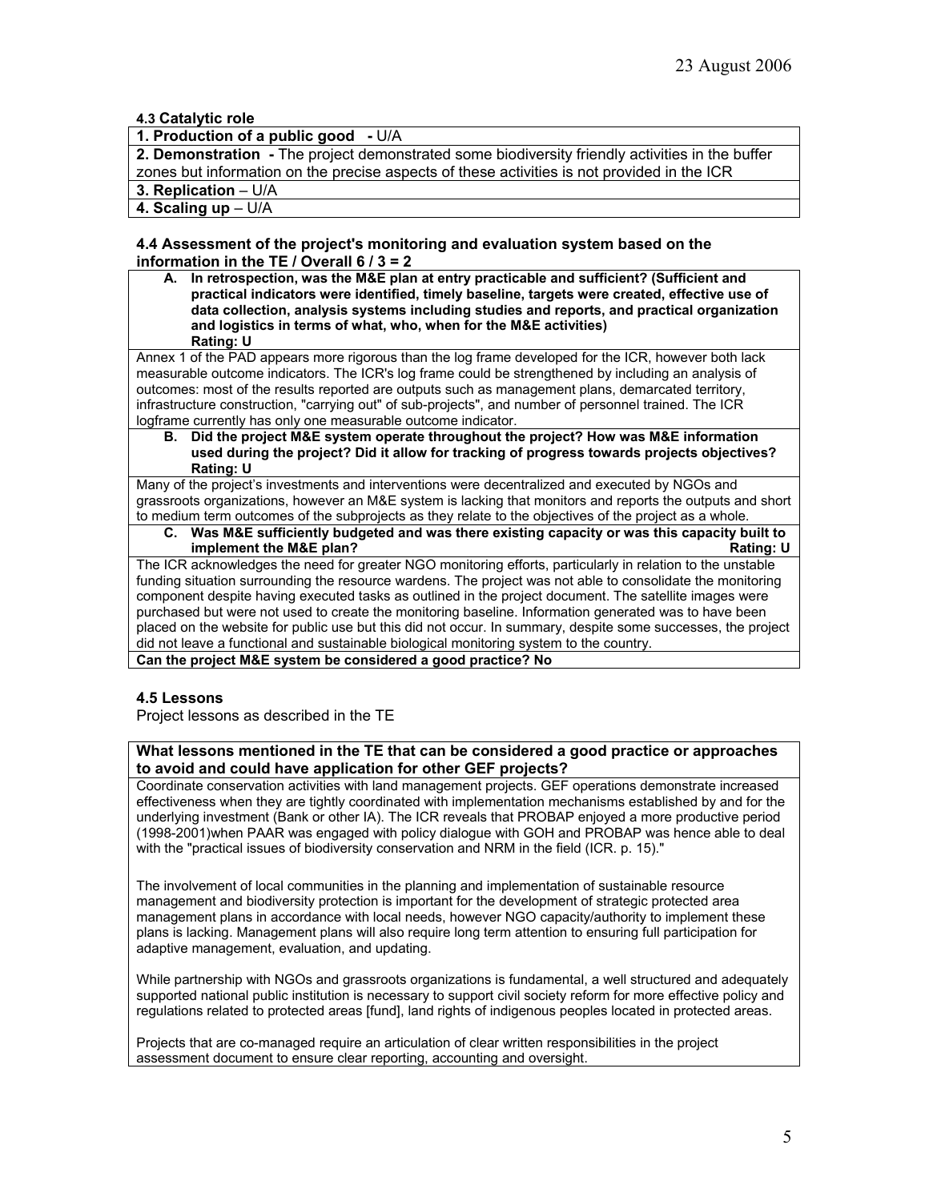23 August 2006

#### 4.3 Catalytic role

| **1. Production of a public good** - U/A |
|---|
| **2. Demonstration** - The project demonstrated some biodiversity friendly activities in the buffer zones but information on the precise aspects of these activities is not provided in the ICR |
| **3. Replication** – U/A |
| **4. Scaling up** – U/A |

#### 4.4 Assessment of the project's monitoring and evaluation system based on the information in the TE / Overall 6 / 3 = 2

| **A. In retrospection, was the M&E plan at entry practicable and sufficient? (Sufficient and practical indicators were identified, timely baseline, targets were created, effective use of data collection, analysis systems including studies and reports, and practical organization and logistics in terms of what, who, when for the M&E activities)** **Rating: U** |
|---|
| Annex 1 of the PAD appears more rigorous than the log frame developed for the ICR, however both lack measurable outcome indicators. The ICR's log frame could be strengthened by including an analysis of outcomes: most of the results reported are outputs such as management plans, demarcated territory, infrastructure construction, "carrying out" of sub-projects", and number of personnel trained. The ICR logframe currently has only one measurable outcome indicator. |
| **B. Did the project M&E system operate throughout the project? How was M&E information used during the project? Did it allow for tracking of progress towards projects objectives?** **Rating: U** |
| Many of the project's investments and interventions were decentralized and executed by NGOs and grassroots organizations, however an M&E system is lacking that monitors and reports the outputs and short to medium term outcomes of the subprojects as they relate to the objectives of the project as a whole. |
| **C. Was M&E sufficiently budgeted and was there existing capacity or was this capacity built to implement the M&E plan?** **Rating: U** |
| The ICR acknowledges the need for greater NGO monitoring efforts, particularly in relation to the unstable funding situation surrounding the resource wardens. The project was not able to consolidate the monitoring component despite having executed tasks as outlined in the project document. The satellite images were purchased but were not used to create the monitoring baseline. Information generated was to have been placed on the website for public use but this did not occur. In summary, despite some successes, the project did not leave a functional and sustainable biological monitoring system to the country. |
| **Can the project M&E system be considered a good practice? No** |

#### 4.5 Lessons

Project lessons as described in the TE

| **What lessons mentioned in the TE that can be considered a good practice or approaches to avoid and could have application for other GEF projects?** |
|---|
| Coordinate conservation activities with land management projects. GEF operations demonstrate increased effectiveness when they are tightly coordinated with implementation mechanisms established by and for the underlying investment (Bank or other IA). The ICR reveals that PROBAP enjoyed a more productive period (1998-2001)when PAAR was engaged with policy dialogue with GOH and PROBAP was hence able to deal with the "practical issues of biodiversity conservation and NRM in the field (ICR. p. 15)." <br><br> The involvement of local communities in the planning and implementation of sustainable resource management and biodiversity protection is important for the development of strategic protected area management plans in accordance with local needs, however NGO capacity/authority to implement these plans is lacking. Management plans will also require long term attention to ensuring full participation for adaptive management, evaluation, and updating. <br><br> While partnership with NGOs and grassroots organizations is fundamental, a well structured and adequately supported national public institution is necessary to support civil society reform for more effective policy and regulations related to protected areas [fund], land rights of indigenous peoples located in protected areas. <br><br> Projects that are co-managed require an articulation of clear written responsibilities in the project assessment document to ensure clear reporting, accounting and oversight. |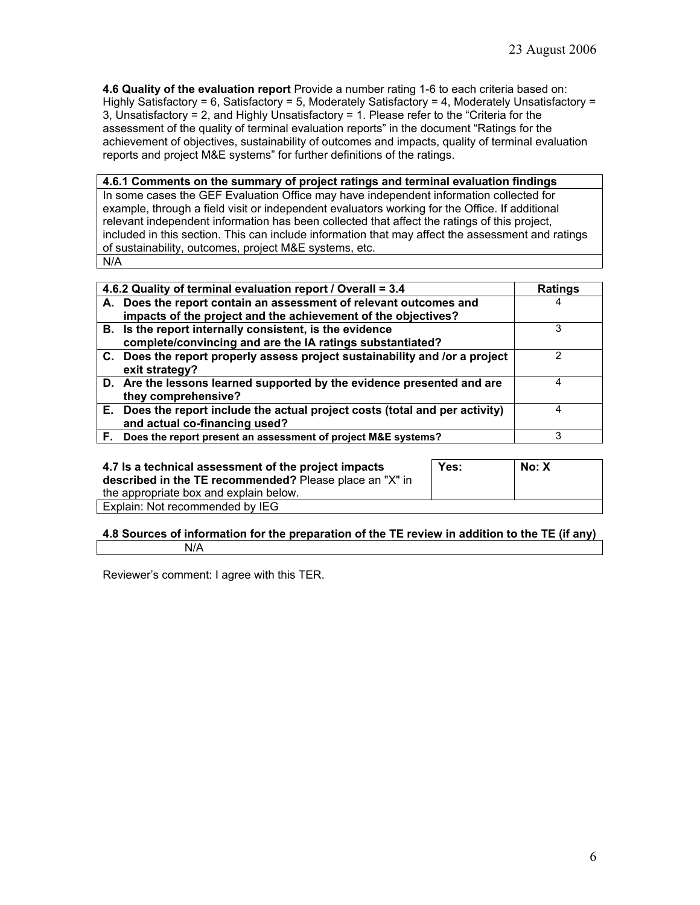**4.6 Quality of the evaluation report** Provide a number rating 1-6 to each criteria based on: Highly Satisfactory = 6, Satisfactory = 5, Moderately Satisfactory = 4, Moderately Unsatisfactory = 3, Unsatisfactory = 2, and Highly Unsatisfactory = 1. Please refer to the "Criteria for the assessment of the quality of terminal evaluation reports" in the document "Ratings for the achievement of objectives, sustainability of outcomes and impacts, quality of terminal evaluation reports and project M&E systems" for further definitions of the ratings.

| **4.6.1 Comments on the summary of project ratings and terminal evaluation findings** |
|---|
| In some cases the GEF Evaluation Office may have independent information collected for example, through a field visit or independent evaluators working for the Office. If additional relevant independent information has been collected that affect the ratings of this project, included in this section. This can include information that may affect the assessment and ratings of sustainability, outcomes, project M&E systems, etc. |
| N/A |

| **4.6.2 Quality of terminal evaluation report / Overall = 3.4** | **Ratings** |
|---|---|
| **A. Does the report contain an assessment of relevant outcomes and impacts of the project and the achievement of the objectives?** | 4 |
| **B. Is the report internally consistent, is the evidence complete/convincing and are the IA ratings substantiated?** | 3 |
| **C. Does the report properly assess project sustainability and /or a project exit strategy?** | 2 |
| **D. Are the lessons learned supported by the evidence presented and are they comprehensive?** | 4 |
| **E. Does the report include the actual project costs (total and per activity) and actual co-financing used?** | 4 |
| **F. Does the report present an assessment of project M&E systems?** | 3 |

| **4.7 Is a technical assessment of the project impacts described in the TE recommended?** Please place an "X" in the appropriate box and explain below. | **Yes:** | **No: X** |
|---|---|---|
| Explain: Not recommended by IEG | | |

| **4.8 Sources of information for the preparation of the TE review in addition to the TE (if any)** |
|---|
| N/A |

Reviewer's comment: I agree with this TER.